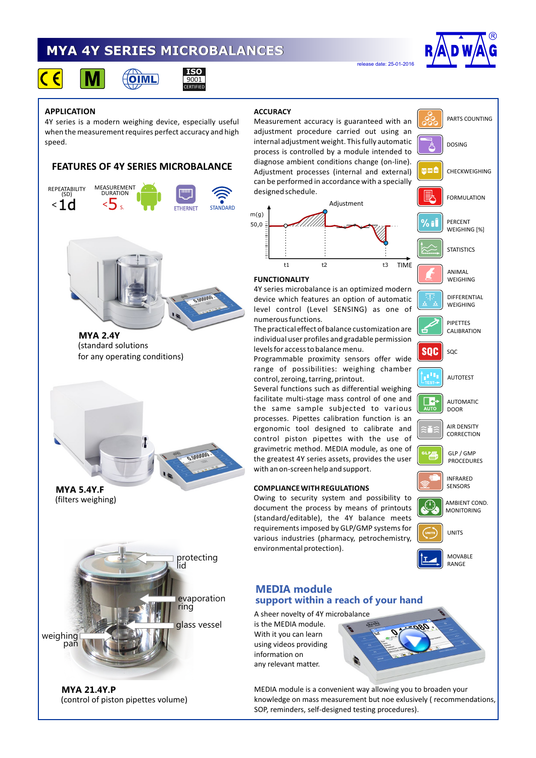# MYA 4Y SERIES MICROBALANCES

release date: 25-01-2016

## APPLICATION

4Y series is a modern weighing device, especially useful when the measurement requires perfect accuracy and high speed.

## FEATURES OF 4Y SERIES MICROBALANCE

REPEATABILITY (SD) <1d

MEASUREMENT DURATION <5 s.

ETHERNET

STANDARD

**MYA 2.4Y**
(standard solutions for any operating conditions)

**MYA 5.4Y.F**
(filters weighing)

protecting lid

evaporation ring

glass vessel

weighing pan

**MYA 21.4Y.P**
(control of piston pipettes volume)

## ACCURACY

Measurement accuracy is guaranteed with an adjustment procedure carried out using an internal adjustment weight. This fully automatic process is controlled by a module intended to diagnose ambient conditions change (on-line). Adjustment processes (internal and external) can be performed in accordance with a specially designed schedule.

Adjustment

m(g)

50,0

t1 t2 t3 TIME

## FUNCTIONALITY

4Y series microbalance is an optimized modern device which features an option of automatic level control (Level SENSING) as one of numerous functions.

The practical effect of balance customization are individual user profiles and gradable permission levels for access to balance menu.

Programmable proximity sensors offer wide range of possibilities: weighing chamber control, zeroing, tarring, printout.

Several functions such as differential weighing facilitate multi-stage mass control of one and the same sample subjected to various processes. Pipettes calibration function is an ergonomic tool designed to calibrate and control piston pipettes with the use of gravimetric method. MEDIA module, as one of the greatest 4Y series assets, provides the user with an on-screen help and support.

## COMPLIANCE WITH REGULATIONS

Owing to security system and possibility to document the process by means of printouts (standard/editable), the 4Y balance meets requirements imposed by GLP/GMP systems for various industries (pharmacy, petrochemistry, environmental protection).

- PARTS COUNTING
- DOSING
- CHECKWEIGHING
- FORMULATION
- PERCENT WEIGHING [%]
- STATISTICS
- ANIMAL WEIGHING
- DIFFERENTIAL WEIGHING
- PIPETTES CALIBRATION
- SQC
- AUTOTEST
- AUTOMATIC DOOR
- AIR DENSITY CORRECTION
- GLP / GMP PROCEDURES
- INFRARED SENSORS
- AMBIENT COND. MONITORING
- UNITS
- MOVABLE RANGE

## MEDIA module support within a reach of your hand

A sheer novelty of 4Y microbalance is the MEDIA module. With it you can learn using videos providing information on any relevant matter.

MEDIA module is a convenient way allowing you to broaden your knowledge on mass measurement but noe exlusively ( recommendations, SOP, reminders, self-designed testing procedures).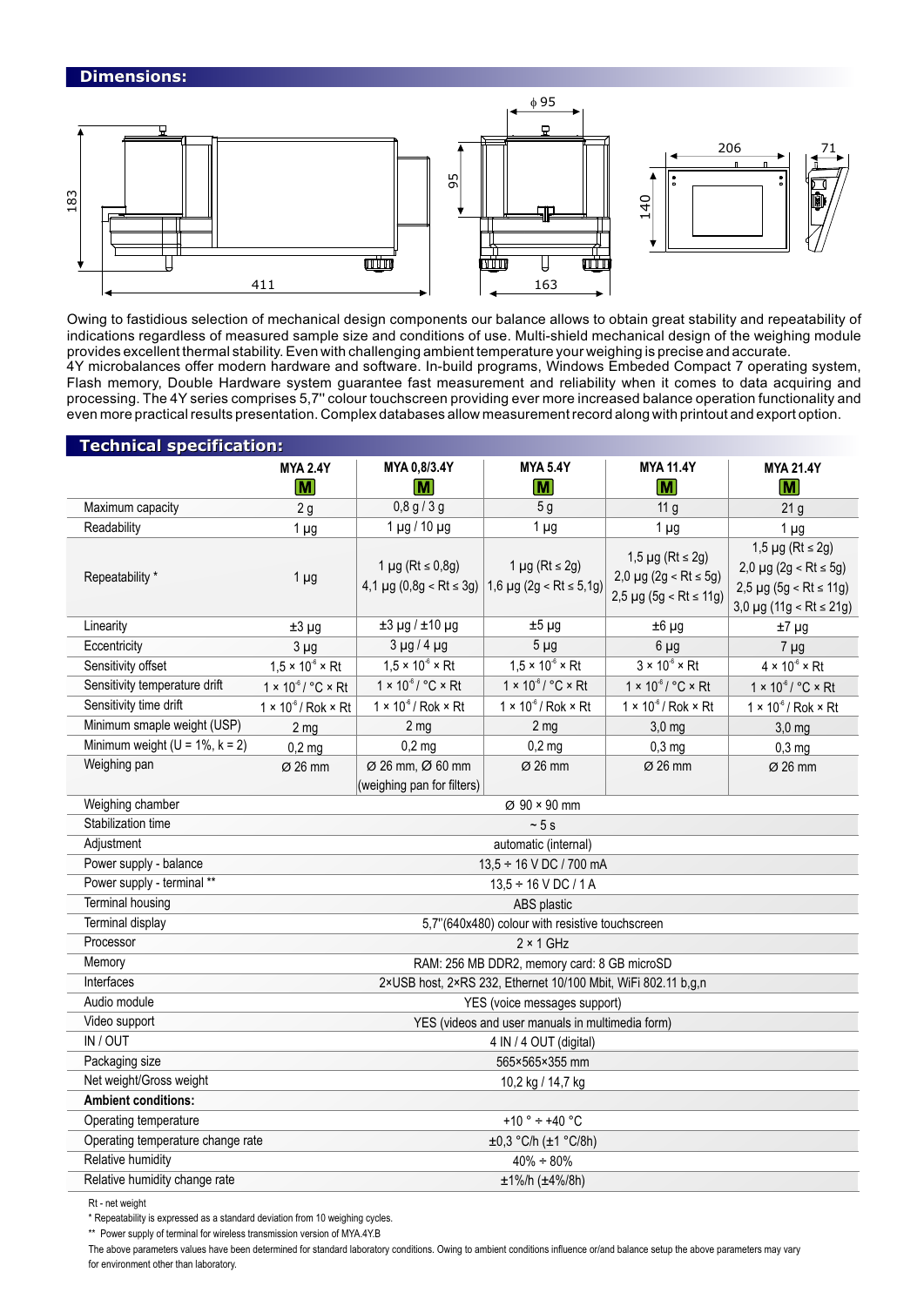## Dimensions:

Owing to fastidious selection of mechanical design components our balance allows to obtain great stability and repeatability of indications regardless of measured sample size and conditions of use. Multi-shield mechanical design of the weighing module provides excellent thermal stability. Even with challenging ambient temperature your weighing is precise and accurate.
4Y microbalances offer modern hardware and software. In-build programs, Windows Embeded Compact 7 operating system, Flash memory, Double Hardware system guarantee fast measurement and reliability when it comes to data acquiring and processing. The 4Y series comprises 5,7'' colour touchscreen providing ever more increased balance operation functionality and even more practical results presentation. Complex databases allow measurement record along with printout and export option.

## Technical specification:

| | MYA 2.4Y M | MYA 0,8/3.4Y M | MYA 5.4Y M | MYA 11.4Y M | MYA 21.4Y M |
|---|---|---|---|---|---|
| Maximum capacity | 2 g | 0,8 g / 3 g | 5 g | 11 g | 21 g |
| Readability | 1 µg | 1 µg / 10 µg | 1 µg | 1 µg | 1 µg |
| Repeatability * | 1 µg | 1 µg (Rt ≤ 0,8g) 4,1 µg (0,8g < Rt ≤ 3g) | 1 µg (Rt ≤ 2g) 1,6 µg (2g < Rt ≤ 5,1g) | 1,5 µg (Rt ≤ 2g) 2,0 µg (2g < Rt ≤ 5g) 2,5 µg (5g < Rt ≤ 11g) | 1,5 µg (Rt ≤ 2g) 2,0 µg (2g < Rt ≤ 5g) 2,5 µg (5g < Rt ≤ 11g) 3,0 µg (11g < Rt ≤ 21g) |
| Linearity | ±3 µg | ±3 µg / ±10 µg | ±5 µg | ±6 µg | ±7 µg |
| Eccentricity | 3 µg | 3 µg / 4 µg | 5 µg | 6 µg | 7 µg |
| Sensitivity offset | $1,5 \times 10^{-6} \times$ Rt | $1,5 \times 10^{-6} \times$ Rt | $1,5 \times 10^{-6} \times$ Rt | $3 \times 10^{-6} \times$ Rt | $4 \times 10^{-6} \times$ Rt |
| Sensitivity temperature drift | $1 \times 10^{-6}$ / °C × Rt | $1 \times 10^{-6}$ / °C × Rt | $1 \times 10^{-6}$ / °C × Rt | $1 \times 10^{-6}$ / °C × Rt | $1 \times 10^{-6}$ / °C × Rt |
| Sensitivity time drift | $1 \times 10^{-6}$ / Rok × Rt | $1 \times 10^{-6}$ / Rok × Rt | $1 \times 10^{-6}$ / Rok × Rt | $1 \times 10^{-6}$ / Rok × Rt | $1 \times 10^{-6}$ / Rok × Rt |
| Minimum smaple weight (USP) | 2 mg | 2 mg | 2 mg | 3,0 mg | 3,0 mg |
| Minimum weight (U = 1%, k = 2) | 0,2 mg | 0,2 mg | 0,2 mg | 0,3 mg | 0,3 mg |
| Weighing pan | Ø 26 mm | Ø 26 mm, Ø 60 mm (weighing pan for filters) | Ø 26 mm | Ø 26 mm | Ø 26 mm |
| Weighing chamber | Ø 90 × 90 mm | | | | |
| Stabilization time | ~ 5 s | | | | |
| Adjustment | automatic (internal) | | | | |
| Power supply - balance | 13,5 ÷ 16 V DC / 700 mA | | | | |
| Power supply - terminal ** | 13,5 ÷ 16 V DC / 1 A | | | | |
| Terminal housing | ABS plastic | | | | |
| Terminal display | 5,7"(640x480) colour with resistive touchscreen | | | | |
| Processor | 2 × 1 GHz | | | | |
| Memory | RAM: 256 MB DDR2, memory card: 8 GB microSD | | | | |
| Interfaces | 2×USB host, 2×RS 232, Ethernet 10/100 Mbit, WiFi 802.11 b,g,n | | | | |
| Audio module | YES (voice messages support) | | | | |
| Video support | YES (videos and user manuals in multimedia form) | | | | |
| IN / OUT | 4 IN / 4 OUT (digital) | | | | |
| Packaging size | 565×565×355 mm | | | | |
| Net weight/Gross weight | 10,2 kg / 14,7 kg | | | | |
| **Ambient conditions:** | | | | | |
| Operating temperature | +10 ° ÷ +40 °C | | | | |
| Operating temperature change rate | ±0,3 °C/h (±1 °C/8h) | | | | |
| Relative humidity | 40% ÷ 80% | | | | |
| Relative humidity change rate | ±1%/h (±4%/8h) | | | | |

Rt - net weight

* Repeatability is expressed as a standard deviation from 10 weighing cycles.

** Power supply of terminal for wireless transmission version of MYA.4Y.B

The above parameters values have been determined for standard laboratory conditions. Owing to ambient conditions influence or/and balance setup the above parameters may vary for environment other than laboratory.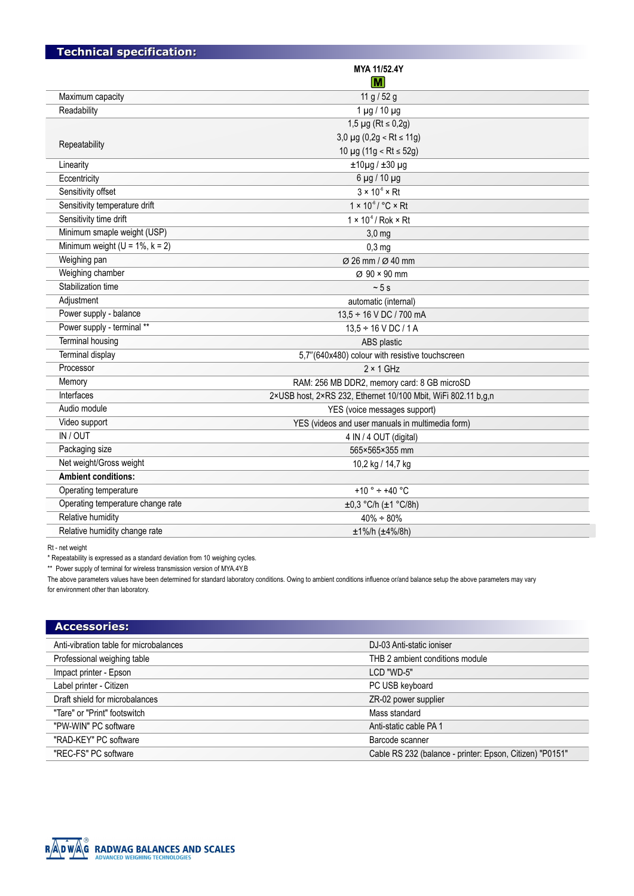## Technical specification:

| | MYA 11/52.4Y M |
|---|---|
| Maximum capacity | 11 g / 52 g |
| Readability | 1 µg / 10 µg |
| Repeatability | 1,5 µg (Rt ≤ 0,2g)<br>3,0 µg (0,2g < Rt ≤ 11g)<br>10 µg (11g < Rt ≤ 52g) |
| Linearity | ±10µg / ±30 µg |
| Eccentricity | 6 µg / 10 µg |
| Sensitivity offset | $3 \times 10^{-6} \times$ Rt |
| Sensitivity temperature drift | $1 \times 10^{-6}$ / °C × Rt |
| Sensitivity time drift | $1 \times 10^{-6}$ / Rok × Rt |
| Minimum smaple weight (USP) | 3,0 mg |
| Minimum weight (U = 1%, k = 2) | 0,3 mg |
| Weighing pan | Ø 26 mm / Ø 40 mm |
| Weighing chamber | Ø 90 × 90 mm |
| Stabilization time | ~ 5 s |
| Adjustment | automatic (internal) |
| Power supply - balance | 13,5 ÷ 16 V DC / 700 mA |
| Power supply - terminal ** | 13,5 ÷ 16 V DC / 1 A |
| Terminal housing | ABS plastic |
| Terminal display | 5,7"(640x480) colour with resistive touchscreen |
| Processor | 2 × 1 GHz |
| Memory | RAM: 256 MB DDR2, memory card: 8 GB microSD |
| Interfaces | 2×USB host, 2×RS 232, Ethernet 10/100 Mbit, WiFi 802.11 b,g,n |
| Audio module | YES (voice messages support) |
| Video support | YES (videos and user manuals in multimedia form) |
| IN / OUT | 4 IN / 4 OUT (digital) |
| Packaging size | 565×565×355 mm |
| Net weight/Gross weight | 10,2 kg / 14,7 kg |
| **Ambient conditions:** | |
| Operating temperature | +10 ° ÷ +40 °C |
| Operating temperature change rate | ±0,3 °C/h (±1 °C/8h) |
| Relative humidity | 40% ÷ 80% |
| Relative humidity change rate | ±1%/h (±4%/8h) |

Rt - net weight

\* Repeatability is expressed as a standard deviation from 10 weighing cycles.

\*\* Power supply of terminal for wireless transmission version of MYA.4Y.B

The above parameters values have been determined for standard laboratory conditions. Owing to ambient conditions influence or/and balance setup the above parameters may vary for environment other than laboratory.

## Accessories:

| | |
|---|---|
| Anti-vibration table for microbalances | DJ-03 Anti-static ioniser |
| Professional weighing table | THB 2 ambient conditions module |
| Impact printer - Epson | LCD "WD-5" |
| Label printer - Citizen | PC USB keyboard |
| Draft shield for microbalances | ZR-02 power supplier |
| "Tare" or "Print" footswitch | Mass standard |
| "PW-WIN" PC software | Anti-static cable PA 1 |
| "RAD-KEY" PC software | Barcode scanner |
| "REC-FS" PC software | Cable RS 232 (balance - printer: Epson, Citizen) "P0151" |

RADWAG BALANCES AND SCALES
ADVANCED WEIGHING TECHNOLOGIES